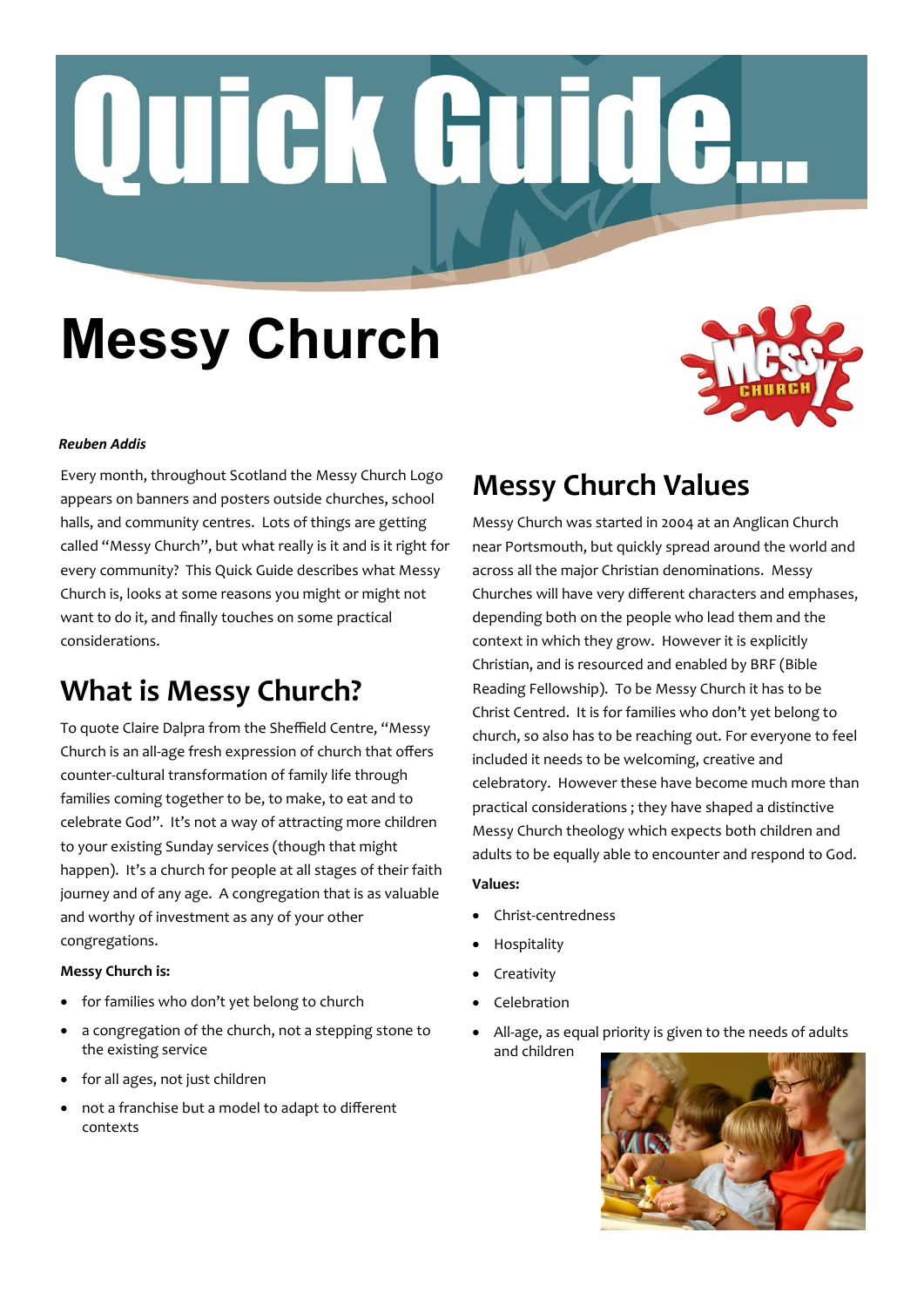# Quick Guide...

# Messy Church

***Reuben Addis***

Every month, throughout Scotland the Messy Church Logo appears on banners and posters outside churches, school halls, and community centres. Lots of things are getting called "Messy Church", but what really is it and is it right for every community? This Quick Guide describes what Messy Church is, looks at some reasons you might or might not want to do it, and finally touches on some practical considerations.

## What is Messy Church?

To quote Claire Dalpra from the Sheffield Centre, "Messy Church is an all-age fresh expression of church that offers counter-cultural transformation of family life through families coming together to be, to make, to eat and to celebrate God". It's not a way of attracting more children to your existing Sunday services (though that might happen). It's a church for people at all stages of their faith journey and of any age. A congregation that is as valuable and worthy of investment as any of your other congregations.

**Messy Church is:**

- for families who don't yet belong to church
- a congregation of the church, not a stepping stone to the existing service
- for all ages, not just children
- not a franchise but a model to adapt to different contexts

## Messy Church Values

Messy Church was started in 2004 at an Anglican Church near Portsmouth, but quickly spread around the world and across all the major Christian denominations. Messy Churches will have very different characters and emphases, depending both on the people who lead them and the context in which they grow. However it is explicitly Christian, and is resourced and enabled by BRF (Bible Reading Fellowship). To be Messy Church it has to be Christ Centred. It is for families who don't yet belong to church, so also has to be reaching out. For everyone to feel included it needs to be welcoming, creative and celebratory. However these have become much more than practical considerations ; they have shaped a distinctive Messy Church theology which expects both children and adults to be equally able to encounter and respond to God.

**Values:**

- Christ-centredness
- Hospitality
- Creativity
- Celebration
- All-age, as equal priority is given to the needs of adults and children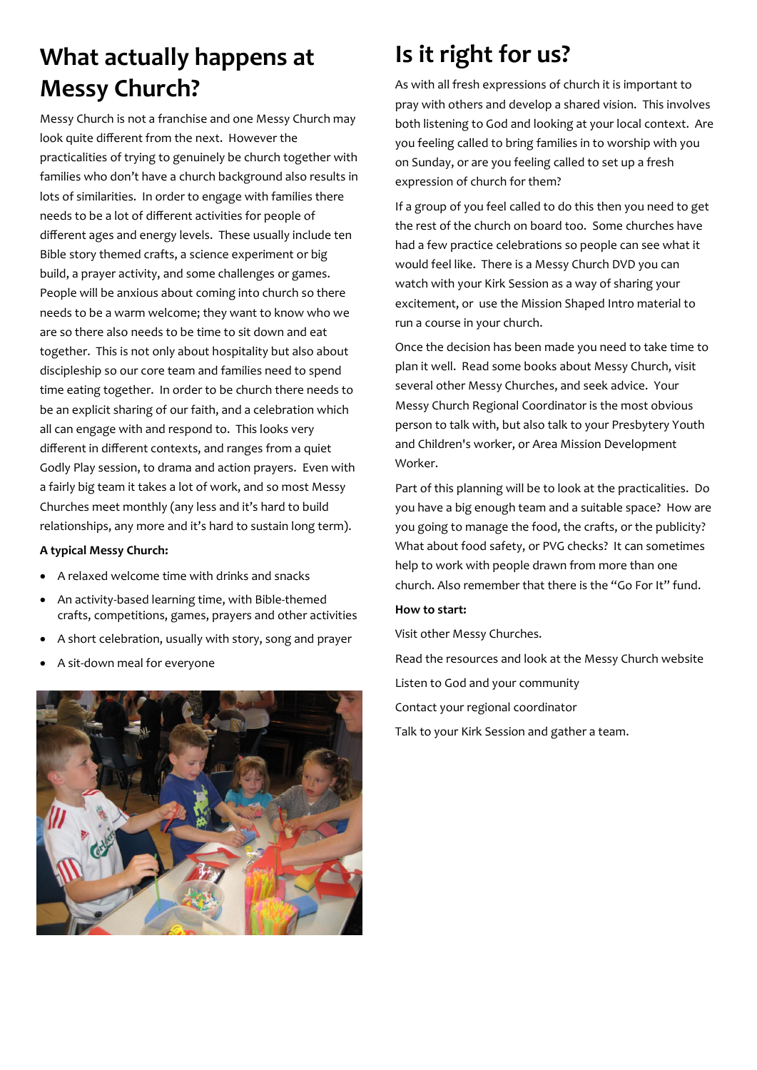## What actually happens at Messy Church?

Messy Church is not a franchise and one Messy Church may look quite different from the next. However the practicalities of trying to genuinely be church together with families who don't have a church background also results in lots of similarities. In order to engage with families there needs to be a lot of different activities for people of different ages and energy levels. These usually include ten Bible story themed crafts, a science experiment or big build, a prayer activity, and some challenges or games. People will be anxious about coming into church so there needs to be a warm welcome; they want to know who we are so there also needs to be time to sit down and eat together. This is not only about hospitality but also about discipleship so our core team and families need to spend time eating together. In order to be church there needs to be an explicit sharing of our faith, and a celebration which all can engage with and respond to. This looks very different in different contexts, and ranges from a quiet Godly Play session, to drama and action prayers. Even with a fairly big team it takes a lot of work, and so most Messy Churches meet monthly (any less and it's hard to build relationships, any more and it's hard to sustain long term).

**A typical Messy Church:**

- A relaxed welcome time with drinks and snacks
- An activity-based learning time, with Bible-themed crafts, competitions, games, prayers and other activities
- A short celebration, usually with story, song and prayer
- A sit-down meal for everyone

## Is it right for us?

As with all fresh expressions of church it is important to pray with others and develop a shared vision. This involves both listening to God and looking at your local context. Are you feeling called to bring families in to worship with you on Sunday, or are you feeling called to set up a fresh expression of church for them?

If a group of you feel called to do this then you need to get the rest of the church on board too. Some churches have had a few practice celebrations so people can see what it would feel like. There is a Messy Church DVD you can watch with your Kirk Session as a way of sharing your excitement, or use the Mission Shaped Intro material to run a course in your church.

Once the decision has been made you need to take time to plan it well. Read some books about Messy Church, visit several other Messy Churches, and seek advice. Your Messy Church Regional Coordinator is the most obvious person to talk with, but also talk to your Presbytery Youth and Children's worker, or Area Mission Development Worker.

Part of this planning will be to look at the practicalities. Do you have a big enough team and a suitable space? How are you going to manage the food, the crafts, or the publicity? What about food safety, or PVG checks? It can sometimes help to work with people drawn from more than one church. Also remember that there is the "Go For It" fund.

**How to start:**

Visit other Messy Churches.

Read the resources and look at the Messy Church website

Listen to God and your community

Contact your regional coordinator

Talk to your Kirk Session and gather a team.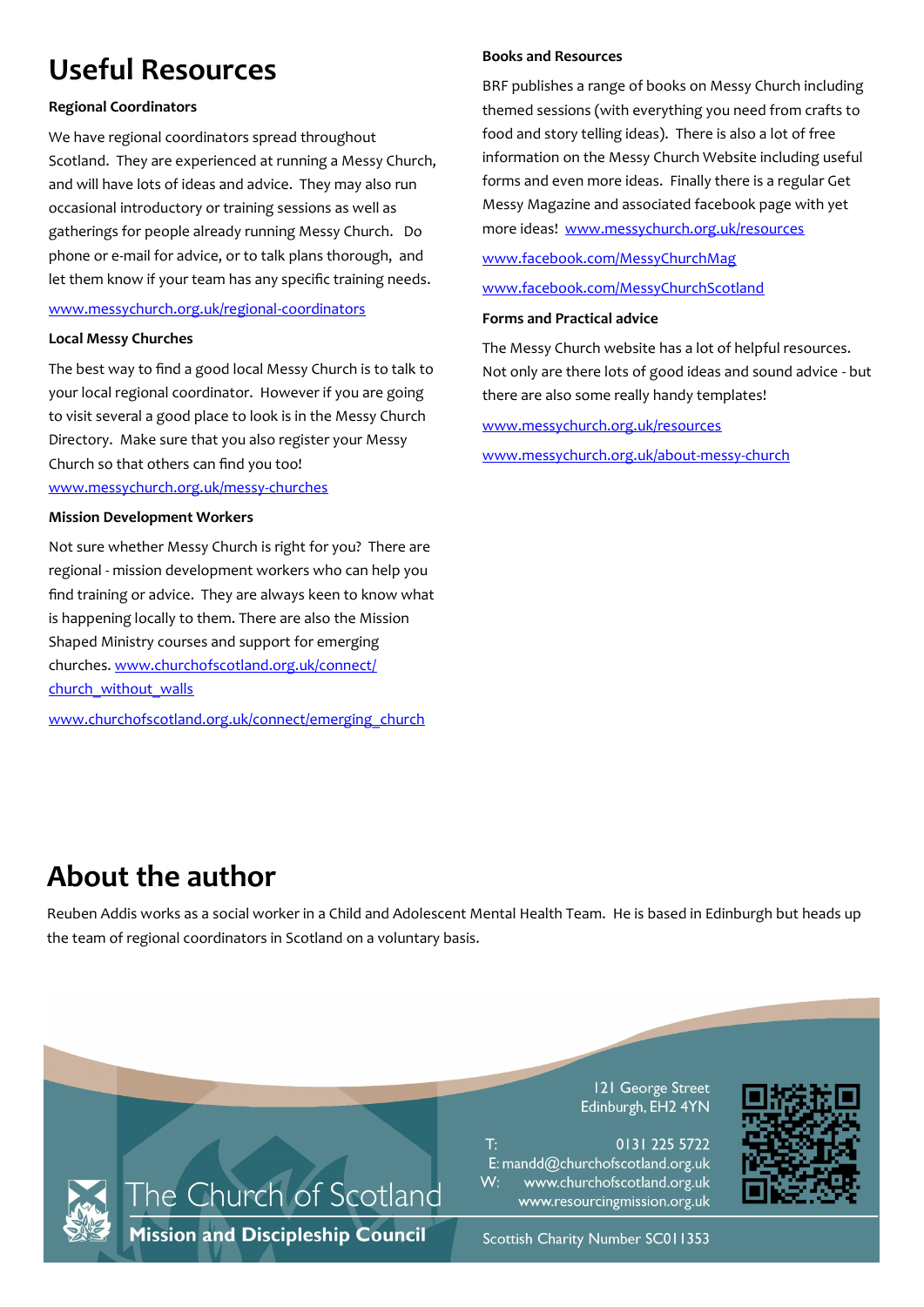# Useful Resources

**Regional Coordinators**

We have regional coordinators spread throughout Scotland. They are experienced at running a Messy Church, and will have lots of ideas and advice. They may also run occasional introductory or training sessions as well as gatherings for people already running Messy Church. Do phone or e-mail for advice, or to talk plans thorough, and let them know if your team has any specific training needs.

www.messychurch.org.uk/regional-coordinators

**Local Messy Churches**

The best way to find a good local Messy Church is to talk to your local regional coordinator. However if you are going to visit several a good place to look is in the Messy Church Directory. Make sure that you also register your Messy Church so that others can find you too!
www.messychurch.org.uk/messy-churches

**Mission Development Workers**

Not sure whether Messy Church is right for you? There are regional - mission development workers who can help you find training or advice. They are always keen to know what is happening locally to them. There are also the Mission Shaped Ministry courses and support for emerging churches. www.churchofscotland.org.uk/connect/church_without_walls

www.churchofscotland.org.uk/connect/emerging_church

**Books and Resources**

BRF publishes a range of books on Messy Church including themed sessions (with everything you need from crafts to food and story telling ideas). There is also a lot of free information on the Messy Church Website including useful forms and even more ideas. Finally there is a regular Get Messy Magazine and associated facebook page with yet more ideas! www.messychurch.org.uk/resources

www.facebook.com/MessyChurchMag

www.facebook.com/MessyChurchScotland

**Forms and Practical advice**

The Messy Church website has a lot of helpful resources. Not only are there lots of good ideas and sound advice - but there are also some really handy templates!

www.messychurch.org.uk/resources

www.messychurch.org.uk/about-messy-church

# About the author

Reuben Addis works as a social worker in a Child and Adolescent Mental Health Team. He is based in Edinburgh but heads up the team of regional coordinators in Scotland on a voluntary basis.

The Church of Scotland
**Mission and Discipleship Council**

121 George Street
Edinburgh, EH2 4YN

T: 0131 225 5722
E: mandd@churchofscotland.org.uk
W: www.churchofscotland.org.uk
www.resourcingmission.org.uk

Scottish Charity Number SC011353